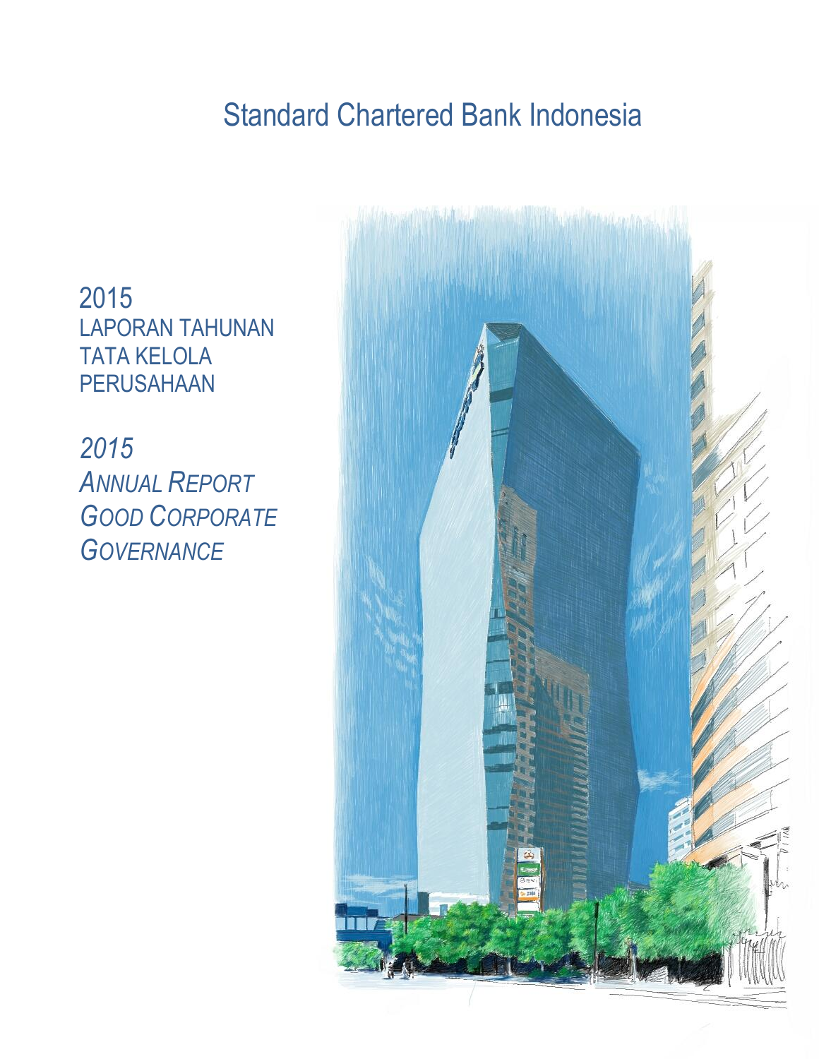# Standard Chartered Bank Indonesia

2015
LAPORAN TAHUNAN
TATA KELOLA
PERUSAHAAN

*2015*
*ANNUAL REPORT*
*GOOD CORPORATE*
*GOVERNANCE*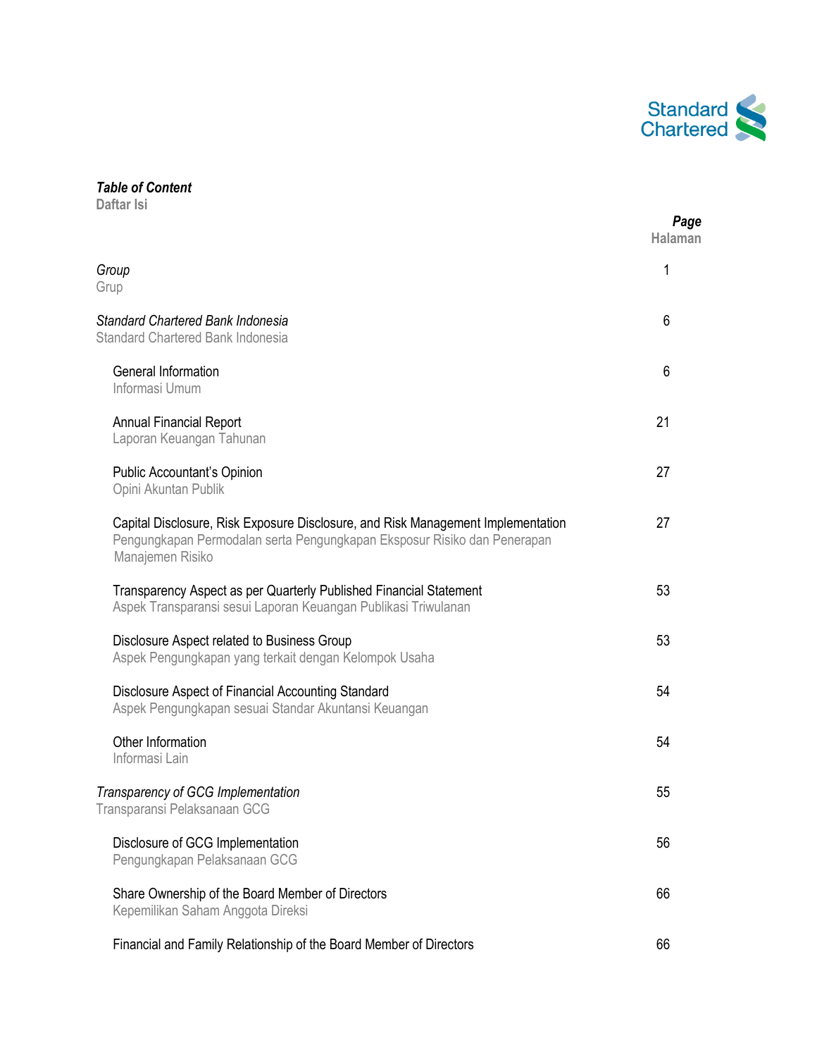***Table of Content***
**Daftar Isi**

| | ***Page*** **Halaman** |
|---|---|
| *Group* Grup | 1 |
| *Standard Chartered Bank Indonesia* Standard Chartered Bank Indonesia | 6 |
| General Information Informasi Umum | 6 |
| Annual Financial Report Laporan Keuangan Tahunan | 21 |
| Public Accountant's Opinion Opini Akuntan Publik | 27 |
| Capital Disclosure, Risk Exposure Disclosure, and Risk Management Implementation Pengungkapan Permodalan serta Pengungkapan Eksposur Risiko dan Penerapan Manajemen Risiko | 27 |
| Transparency Aspect as per Quarterly Published Financial Statement Aspek Transparansi sesui Laporan Keuangan Publikasi Triwulanan | 53 |
| Disclosure Aspect related to Business Group Aspek Pengungkapan yang terkait dengan Kelompok Usaha | 53 |
| Disclosure Aspect of Financial Accounting Standard Aspek Pengungkapan sesuai Standar Akuntansi Keuangan | 54 |
| Other Information Informasi Lain | 54 |
| *Transparency of GCG Implementation* Transparansi Pelaksanaan GCG | 55 |
| Disclosure of GCG Implementation Pengungkapan Pelaksanaan GCG | 56 |
| Share Ownership of the Board Member of Directors Kepemilikan Saham Anggota Direksi | 66 |
| Financial and Family Relationship of the Board Member of Directors | 66 |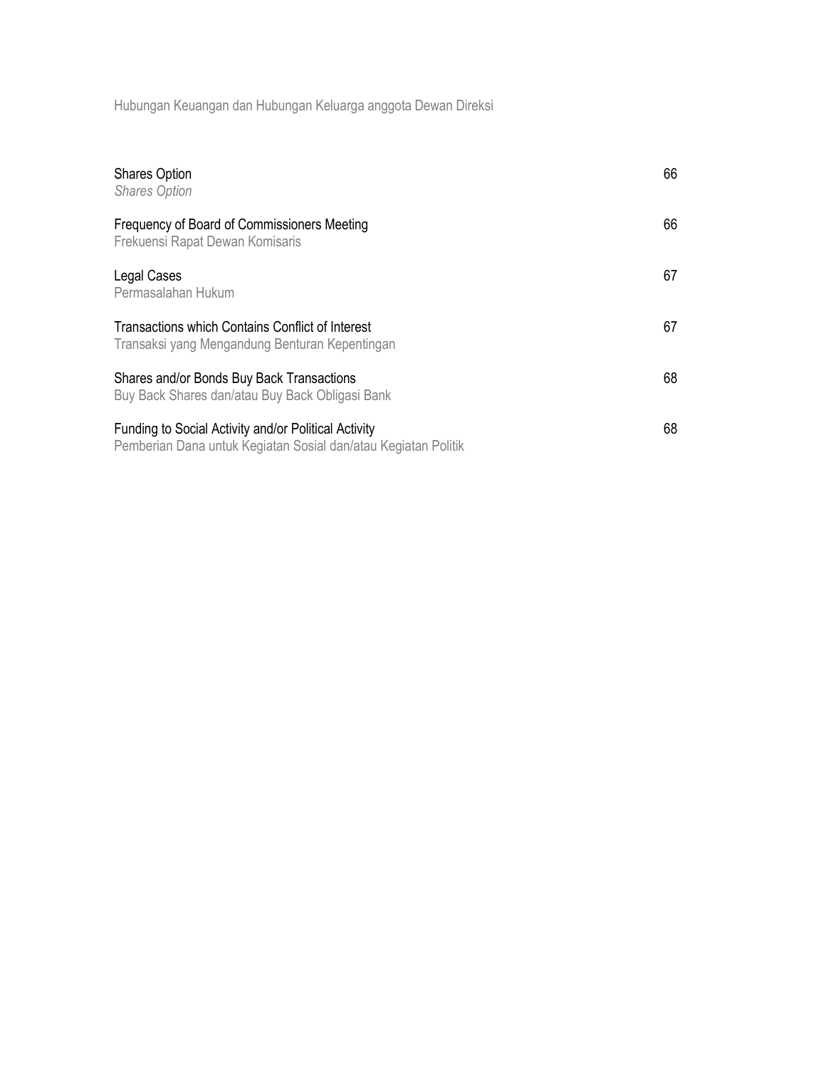Hubungan Keuangan dan Hubungan Keluarga anggota Dewan Direksi

| | |
|---|---|
| Shares Option<br>*Shares Option* | 66 |
| Frequency of Board of Commissioners Meeting<br>Frekuensi Rapat Dewan Komisaris | 66 |
| Legal Cases<br>Permasalahan Hukum | 67 |
| Transactions which Contains Conflict of Interest<br>Transaksi yang Mengandung Benturan Kepentingan | 67 |
| Shares and/or Bonds Buy Back Transactions<br>Buy Back Shares dan/atau Buy Back Obligasi Bank | 68 |
| Funding to Social Activity and/or Political Activity<br>Pemberian Dana untuk Kegiatan Sosial dan/atau Kegiatan Politik | 68 |